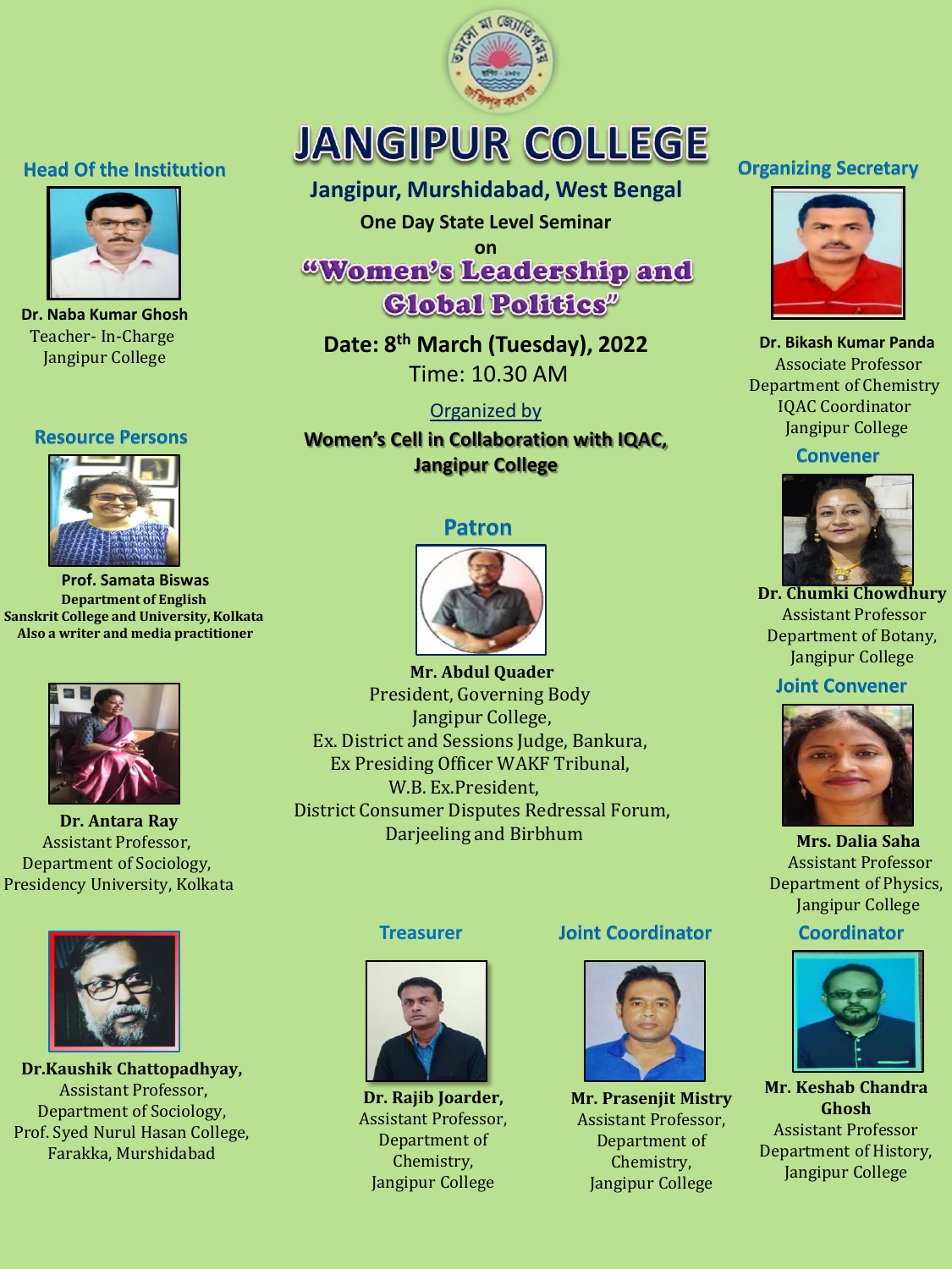# JANGIPUR COLLEGE

### Jangipur, Murshidabad, West Bengal

**One Day State Level Seminar**

**on**

## "Women's Leadership and Global Politics"

**Date: 8th March (Tuesday), 2022**

Time: 10.30 AM

Organized by

**Women's Cell in Collaboration with IQAC, Jangipur College**

### Head Of the Institution

**Dr. Naba Kumar Ghosh**
Teacher- In-Charge
Jangipur College

### Resource Persons

**Prof. Samata Biswas**
**Department of English**
**Sanskrit College and University, Kolkata**
**Also a writer and media practitioner**

**Dr. Antara Ray**
Assistant Professor,
Department of Sociology,
Presidency University, Kolkata

**Dr.Kaushik Chattopadhyay,**
Assistant Professor,
Department of Sociology,
Prof. Syed Nurul Hasan College,
Farakka, Murshidabad

### Patron

**Mr. Abdul Quader**
President, Governing Body
Jangipur College,
Ex. District and Sessions Judge, Bankura,
Ex Presiding Officer WAKF Tribunal,
W.B. Ex.President,
District Consumer Disputes Redressal Forum,
Darjeeling and Birbhum

### Organizing Secretary

**Dr. Bikash Kumar Panda**
Associate Professor
Department of Chemistry
IQAC Coordinator
Jangipur College

### Convener

**Dr. Chumki Chowdhury**
Assistant Professor
Department of Botany,
Jangipur College

### Joint Convener

**Mrs. Dalia Saha**
Assistant Professor
Department of Physics,
Jangipur College

### Treasurer

**Dr. Rajib Joarder,**
Assistant Professor,
Department of Chemistry,
Jangipur College

### Joint Coordinator

**Mr. Prasenjit Mistry**
Assistant Professor,
Department of Chemistry,
Jangipur College

### Coordinator

**Mr. Keshab Chandra Ghosh**
Assistant Professor
Department of History,
Jangipur College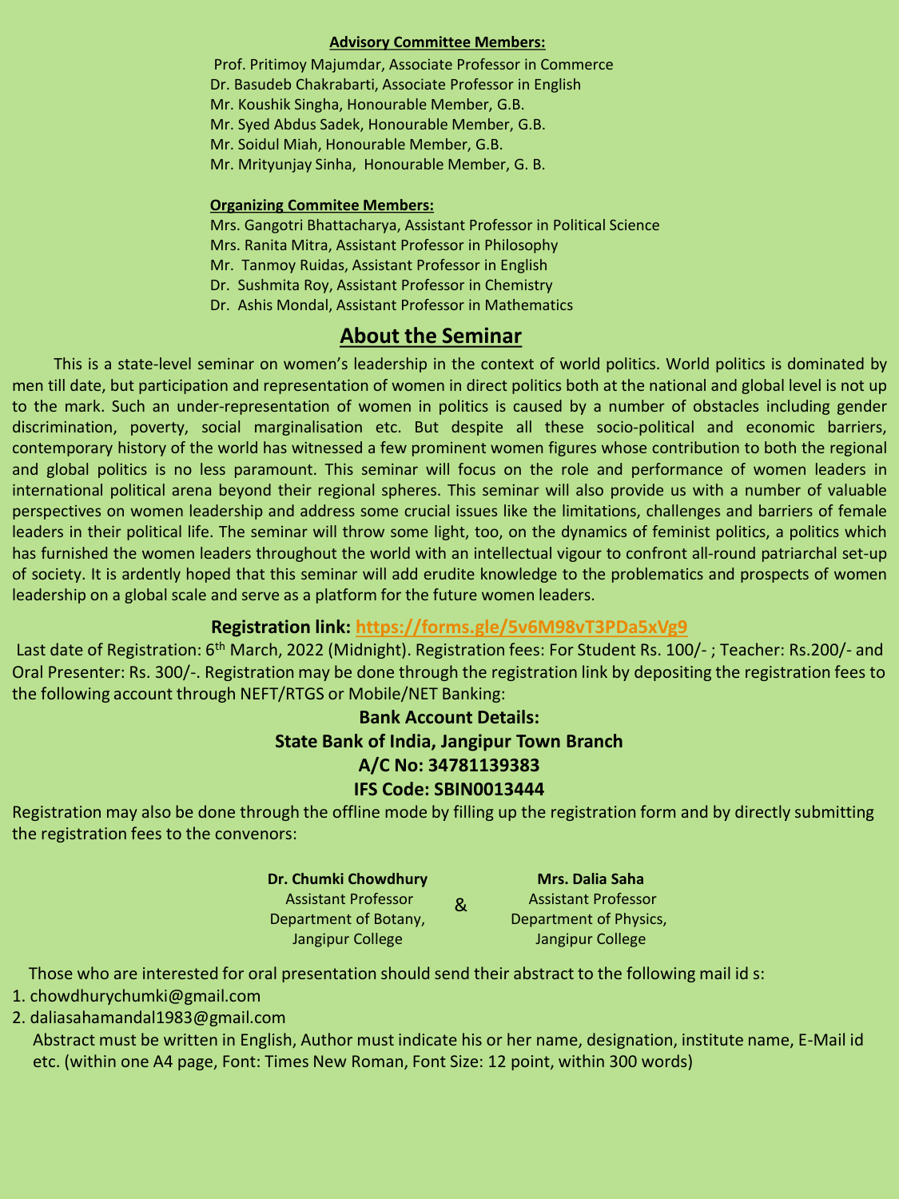**Advisory Committee Members:**

Prof. Pritimoy Majumdar, Associate Professor in Commerce
Dr. Basudeb Chakrabarti, Associate Professor in English
Mr. Koushik Singha, Honourable Member, G.B.
Mr. Syed Abdus Sadek, Honourable Member, G.B.
Mr. Soidul Miah, Honourable Member, G.B.
Mr. Mrityunjay Sinha, Honourable Member, G. B.

**Organizing Commitee Members:**

Mrs. Gangotri Bhattacharya, Assistant Professor in Political Science
Mrs. Ranita Mitra, Assistant Professor in Philosophy
Mr. Tanmoy Ruidas, Assistant Professor in English
Dr. Sushmita Roy, Assistant Professor in Chemistry
Dr. Ashis Mondal, Assistant Professor in Mathematics

## About the Seminar

This is a state-level seminar on women's leadership in the context of world politics. World politics is dominated by men till date, but participation and representation of women in direct politics both at the national and global level is not up to the mark. Such an under-representation of women in politics is caused by a number of obstacles including gender discrimination, poverty, social marginalisation etc. But despite all these socio-political and economic barriers, contemporary history of the world has witnessed a few prominent women figures whose contribution to both the regional and global politics is no less paramount. This seminar will focus on the role and performance of women leaders in international political arena beyond their regional spheres. This seminar will also provide us with a number of valuable perspectives on women leadership and address some crucial issues like the limitations, challenges and barriers of female leaders in their political life. The seminar will throw some light, too, on the dynamics of feminist politics, a politics which has furnished the women leaders throughout the world with an intellectual vigour to confront all-round patriarchal set-up of society. It is ardently hoped that this seminar will add erudite knowledge to the problematics and prospects of women leadership on a global scale and serve as a platform for the future women leaders.

**Registration link: https://forms.gle/5v6M98vT3PDa5xVg9**

Last date of Registration: 6th March, 2022 (Midnight). Registration fees: For Student Rs. 100/- ; Teacher: Rs.200/- and Oral Presenter: Rs. 300/-. Registration may be done through the registration link by depositing the registration fees to the following account through NEFT/RTGS or Mobile/NET Banking:

**Bank Account Details:**
**State Bank of India, Jangipur Town Branch**
**A/C No: 34781139383**
**IFS Code: SBIN0013444**

Registration may also be done through the offline mode by filling up the registration form and by directly submitting the registration fees to the convenors:

**Dr. Chumki Chowdhury**
Assistant Professor
Department of Botany,
Jangipur College

&

**Mrs. Dalia Saha**
Assistant Professor
Department of Physics,
Jangipur College

Those who are interested for oral presentation should send their abstract to the following mail id s:

1. chowdhurychumki@gmail.com
2. daliasahamandal1983@gmail.com

Abstract must be written in English, Author must indicate his or her name, designation, institute name, E-Mail id etc. (within one A4 page, Font: Times New Roman, Font Size: 12 point, within 300 words)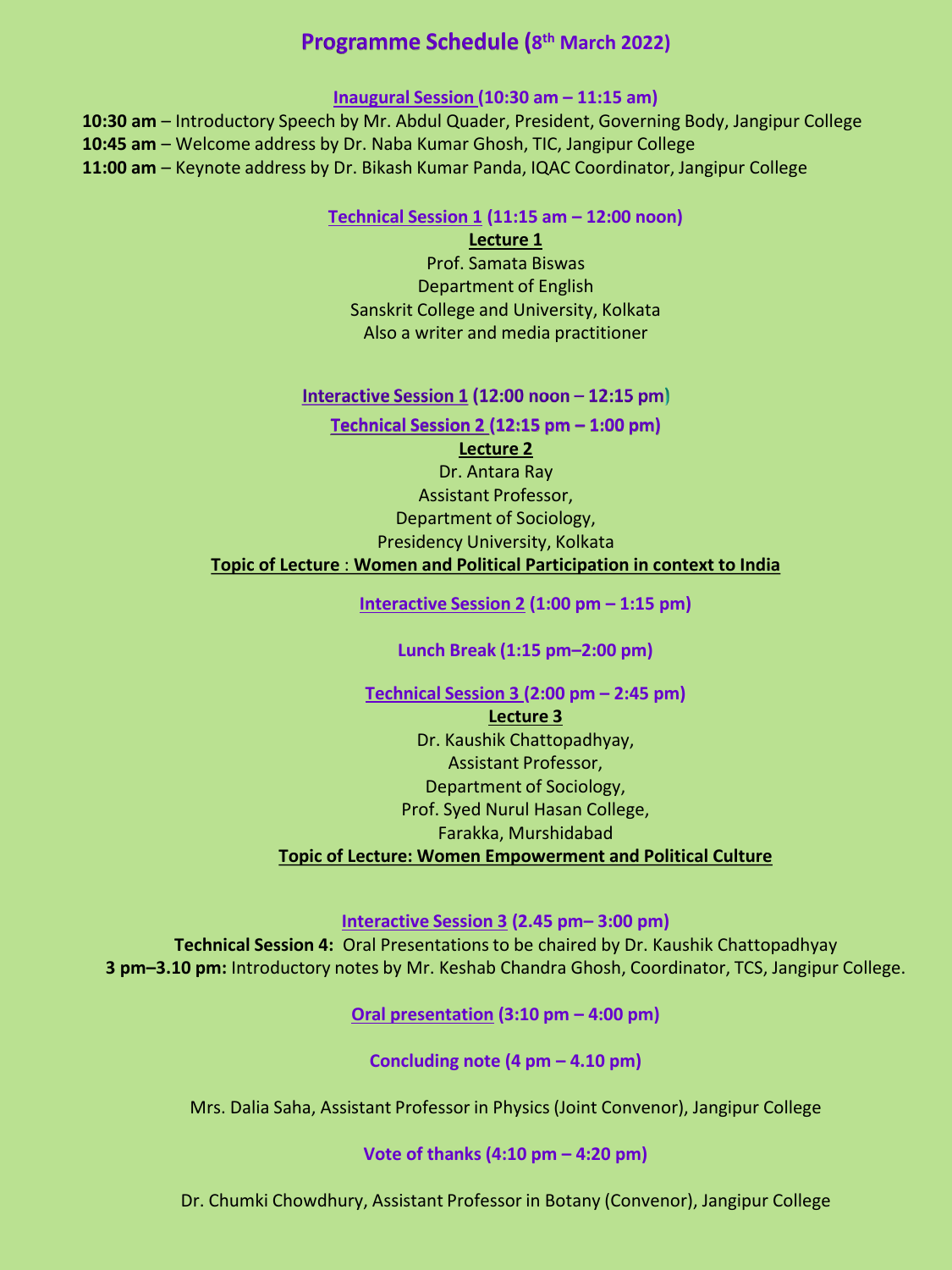# Programme Schedule (8th March 2022)

**Inaugural Session (10:30 am – 11:15 am)**

**10:30 am** – Introductory Speech by Mr. Abdul Quader, President, Governing Body, Jangipur College
**10:45 am** – Welcome address by Dr. Naba Kumar Ghosh, TIC, Jangipur College
**11:00 am** – Keynote address by Dr. Bikash Kumar Panda, IQAC Coordinator, Jangipur College

**Technical Session 1 (11:15 am – 12:00 noon)**

**Lecture 1**

Prof. Samata Biswas
Department of English
Sanskrit College and University, Kolkata
Also a writer and media practitioner

**Interactive Session 1 (12:00 noon – 12:15 pm)**

**Technical Session 2 (12:15 pm – 1:00 pm)**

**Lecture 2**

Dr. Antara Ray
Assistant Professor,
Department of Sociology,
Presidency University, Kolkata

**Topic of Lecture : Women and Political Participation in context to India**

**Interactive Session 2 (1:00 pm – 1:15 pm)**

**Lunch Break (1:15 pm–2:00 pm)**

**Technical Session 3 (2:00 pm – 2:45 pm)**

**Lecture 3**

Dr. Kaushik Chattopadhyay,
Assistant Professor,
Department of Sociology,
Prof. Syed Nurul Hasan College,
Farakka, Murshidabad

**Topic of Lecture: Women Empowerment and Political Culture**

**Interactive Session 3 (2.45 pm– 3:00 pm)**

**Technical Session 4:** Oral Presentations to be chaired by Dr. Kaushik Chattopadhyay
**3 pm–3.10 pm:** Introductory notes by Mr. Keshab Chandra Ghosh, Coordinator, TCS, Jangipur College.

**Oral presentation (3:10 pm – 4:00 pm)**

**Concluding note (4 pm – 4.10 pm)**

Mrs. Dalia Saha, Assistant Professor in Physics (Joint Convenor), Jangipur College

**Vote of thanks (4:10 pm – 4:20 pm)**

Dr. Chumki Chowdhury, Assistant Professor in Botany (Convenor), Jangipur College